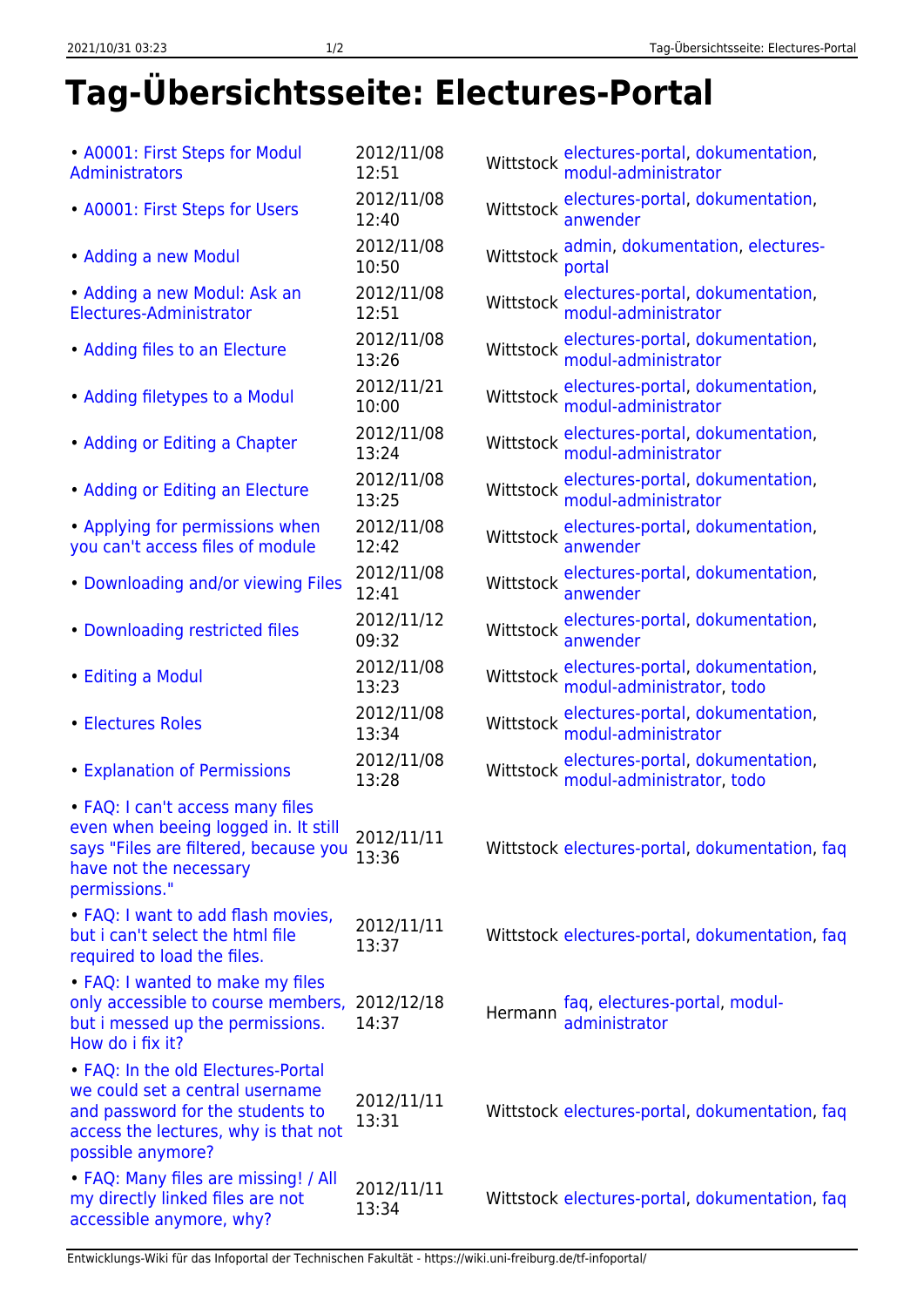# Tag-Übersichtsseite: Electures-Portal

| | | | |
|---|---|---|---|
| • A0001: First Steps for Modul Administrators | 2012/11/08 12:51 | Wittstock | electures-portal, dokumentation, modul-administrator |
| • A0001: First Steps for Users | 2012/11/08 12:40 | Wittstock | electures-portal, dokumentation, anwender |
| • Adding a new Modul | 2012/11/08 10:50 | Wittstock | admin, dokumentation, electures-portal |
| • Adding a new Modul: Ask an Electures-Administrator | 2012/11/08 12:51 | Wittstock | electures-portal, dokumentation, modul-administrator |
| • Adding files to an Electure | 2012/11/08 13:26 | Wittstock | electures-portal, dokumentation, modul-administrator |
| • Adding filetypes to a Modul | 2012/11/21 10:00 | Wittstock | electures-portal, dokumentation, modul-administrator |
| • Adding or Editing a Chapter | 2012/11/08 13:24 | Wittstock | electures-portal, dokumentation, modul-administrator |
| • Adding or Editing an Electure | 2012/11/08 13:25 | Wittstock | electures-portal, dokumentation, modul-administrator |
| • Applying for permissions when you can't access files of module | 2012/11/08 12:42 | Wittstock | electures-portal, dokumentation, anwender |
| • Downloading and/or viewing Files | 2012/11/08 12:41 | Wittstock | electures-portal, dokumentation, anwender |
| • Downloading restricted files | 2012/11/12 09:32 | Wittstock | electures-portal, dokumentation, anwender |
| • Editing a Modul | 2012/11/08 13:23 | Wittstock | electures-portal, dokumentation, modul-administrator, todo |
| • Electures Roles | 2012/11/08 13:34 | Wittstock | electures-portal, dokumentation, modul-administrator |
| • Explanation of Permissions | 2012/11/08 13:28 | Wittstock | electures-portal, dokumentation, modul-administrator, todo |
| • FAQ: I can't access many files even when beeing logged in. It still says "Files are filtered, because you have not the necessary permissions." | 2012/11/11 13:36 | Wittstock | electures-portal, dokumentation, faq |
| • FAQ: I want to add flash movies, but i can't select the html file required to load the files. | 2012/11/11 13:37 | Wittstock | electures-portal, dokumentation, faq |
| • FAQ: I wanted to make my files only accessible to course members, but i messed up the permissions. How do i fix it? | 2012/12/18 14:37 | Hermann | faq, electures-portal, modul-administrator |
| • FAQ: In the old Electures-Portal we could set a central username and password for the students to access the lectures, why is that not possible anymore? | 2012/11/11 13:31 | Wittstock | electures-portal, dokumentation, faq |
| • FAQ: Many files are missing! / All my directly linked files are not accessible anymore, why? | 2012/11/11 13:34 | Wittstock | electures-portal, dokumentation, faq |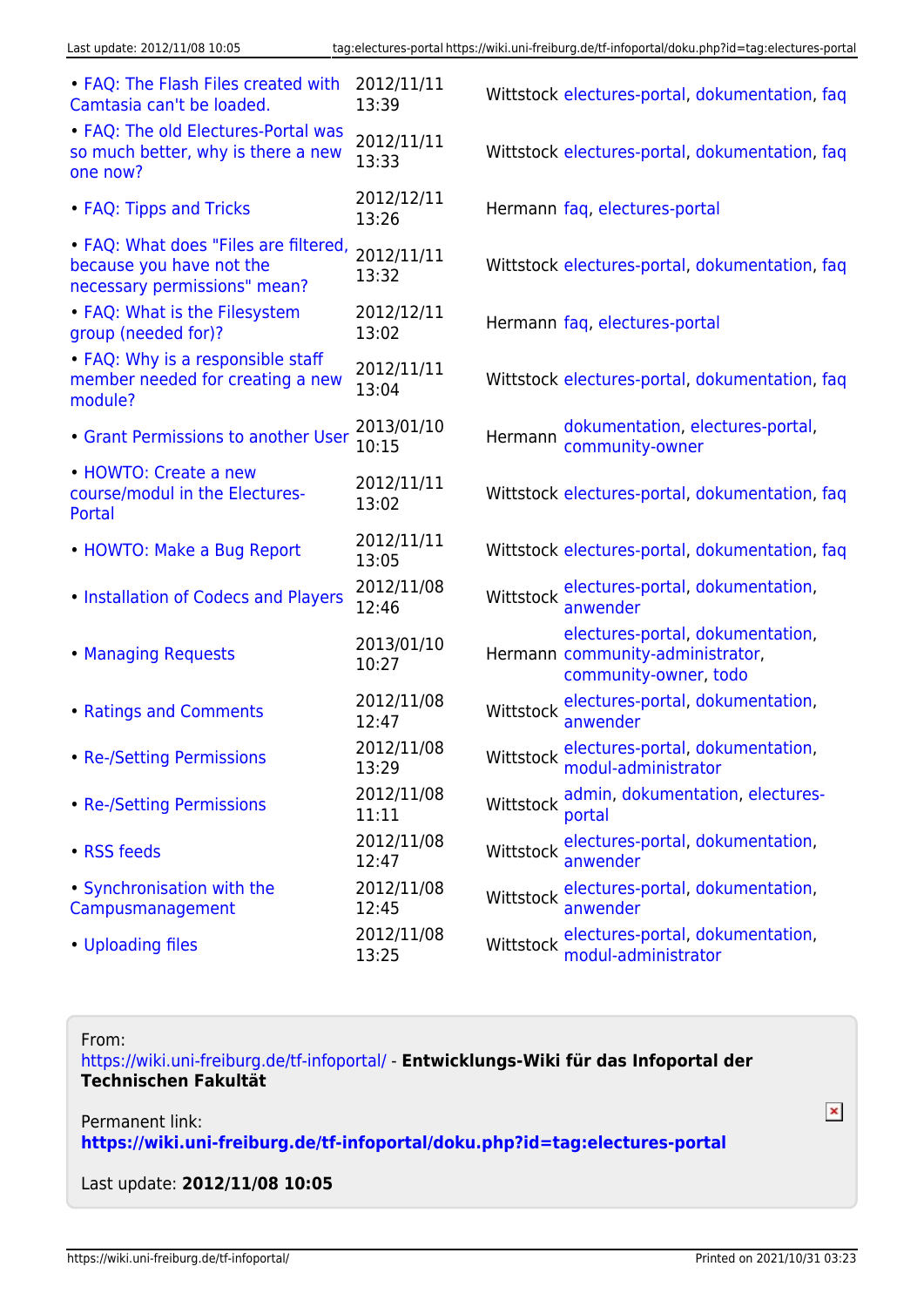| | | | |
|---|---|---|---|
| • FAQ: The Flash Files created with Camtasia can't be loaded. | 2012/11/11 13:39 | Wittstock | electures-portal, dokumentation, faq |
| • FAQ: The old Electures-Portal was so much better, why is there a new one now? | 2012/11/11 13:33 | Wittstock | electures-portal, dokumentation, faq |
| • FAQ: Tipps and Tricks | 2012/12/11 13:26 | Hermann | faq, electures-portal |
| • FAQ: What does "Files are filtered, because you have not the necessary permissions" mean? | 2012/11/11 13:32 | Wittstock | electures-portal, dokumentation, faq |
| • FAQ: What is the Filesystem group (needed for)? | 2012/12/11 13:02 | Hermann | faq, electures-portal |
| • FAQ: Why is a responsible staff member needed for creating a new module? | 2012/11/11 13:04 | Wittstock | electures-portal, dokumentation, faq |
| • Grant Permissions to another User | 2013/01/10 10:15 | Hermann | dokumentation, electures-portal, community-owner |
| • HOWTO: Create a new course/modul in the Electures-Portal | 2012/11/11 13:02 | Wittstock | electures-portal, dokumentation, faq |
| • HOWTO: Make a Bug Report | 2012/11/11 13:05 | Wittstock | electures-portal, dokumentation, faq |
| • Installation of Codecs and Players | 2012/11/08 12:46 | Wittstock | electures-portal, dokumentation, anwender |
| • Managing Requests | 2013/01/10 10:27 | Hermann | electures-portal, dokumentation, community-administrator, community-owner, todo |
| • Ratings and Comments | 2012/11/08 12:47 | Wittstock | electures-portal, dokumentation, anwender |
| • Re-/Setting Permissions | 2012/11/08 13:29 | Wittstock | electures-portal, dokumentation, modul-administrator |
| • Re-/Setting Permissions | 2012/11/08 11:11 | Wittstock | admin, dokumentation, electures-portal |
| • RSS feeds | 2012/11/08 12:47 | Wittstock | electures-portal, dokumentation, anwender |
| • Synchronisation with the Campusmanagement | 2012/11/08 12:45 | Wittstock | electures-portal, dokumentation, anwender |
| • Uploading files | 2012/11/08 13:25 | Wittstock | electures-portal, dokumentation, modul-administrator |

From:
https://wiki.uni-freiburg.de/tf-infoportal/ - **Entwicklungs-Wiki für das Infoportal der Technischen Fakultät**

Permanent link:
**https://wiki.uni-freiburg.de/tf-infoportal/doku.php?id=tag:electures-portal**

Last update: **2012/11/08 10:05**